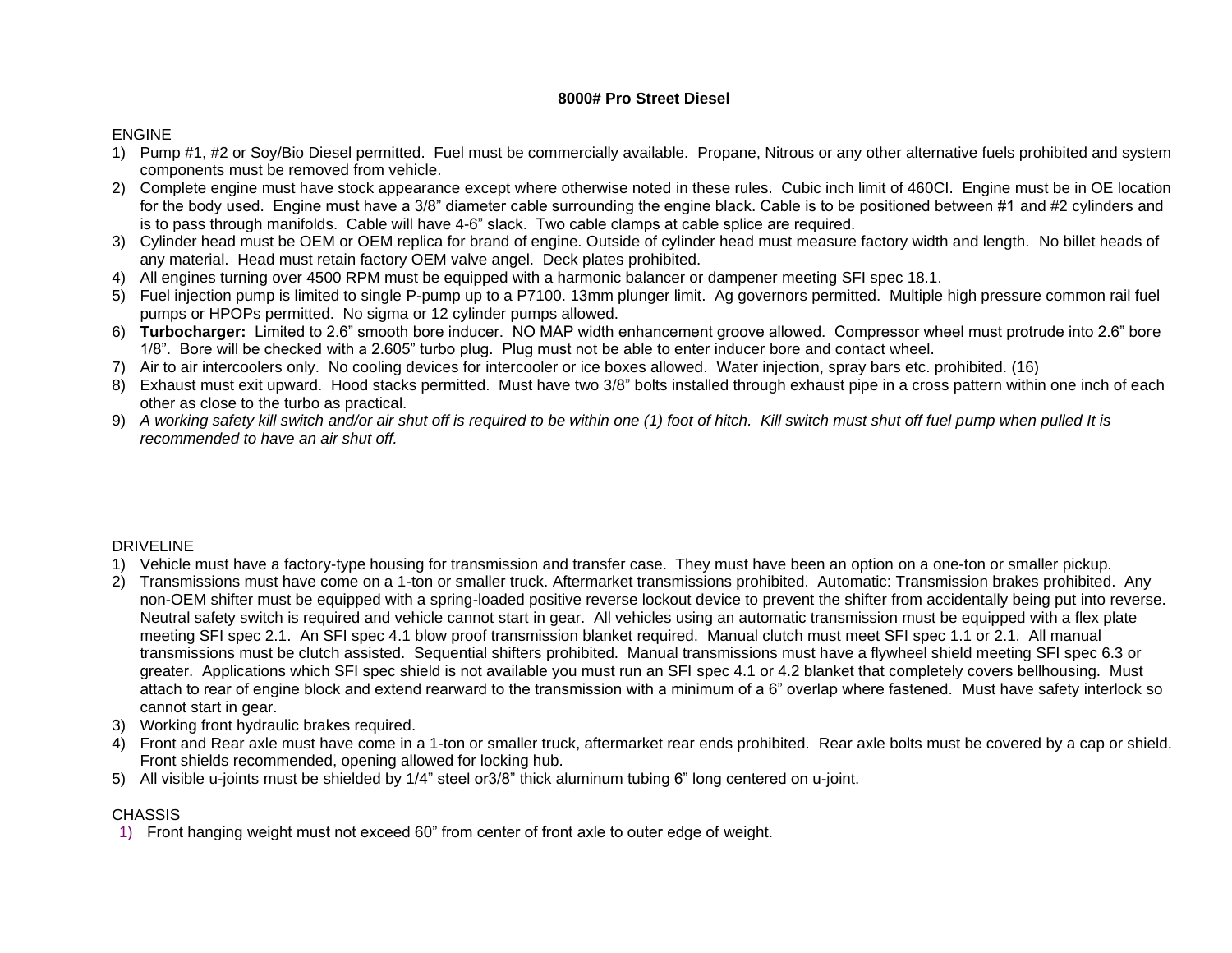**8000# Pro Street Diesel**

ENGINE

1) Pump #1, #2 or Soy/Bio Diesel permitted. Fuel must be commercially available. Propane, Nitrous or any other alternative fuels prohibited and system components must be removed from vehicle.
2) Complete engine must have stock appearance except where otherwise noted in these rules. Cubic inch limit of 460CI. Engine must be in OE location for the body used. Engine must have a 3/8" diameter cable surrounding the engine black. Cable is to be positioned between #1 and #2 cylinders and is to pass through manifolds. Cable will have 4-6" slack. Two cable clamps at cable splice are required.
3) Cylinder head must be OEM or OEM replica for brand of engine. Outside of cylinder head must measure factory width and length. No billet heads of any material. Head must retain factory OEM valve angel. Deck plates prohibited.
4) All engines turning over 4500 RPM must be equipped with a harmonic balancer or dampener meeting SFI spec 18.1.
5) Fuel injection pump is limited to single P-pump up to a P7100. 13mm plunger limit. Ag governors permitted. Multiple high pressure common rail fuel pumps or HPOPs permitted. No sigma or 12 cylinder pumps allowed.
6) **Turbocharger:** Limited to 2.6" smooth bore inducer. NO MAP width enhancement groove allowed. Compressor wheel must protrude into 2.6" bore 1/8". Bore will be checked with a 2.605" turbo plug. Plug must not be able to enter inducer bore and contact wheel.
7) Air to air intercoolers only. No cooling devices for intercooler or ice boxes allowed. Water injection, spray bars etc. prohibited. (16)
8) Exhaust must exit upward. Hood stacks permitted. Must have two 3/8" bolts installed through exhaust pipe in a cross pattern within one inch of each other as close to the turbo as practical.
9) *A working safety kill switch and/or air shut off is required to be within one (1) foot of hitch. Kill switch must shut off fuel pump when pulled It is recommended to have an air shut off.*

DRIVELINE

1) Vehicle must have a factory-type housing for transmission and transfer case. They must have been an option on a one-ton or smaller pickup.
2) Transmissions must have come on a 1-ton or smaller truck. Aftermarket transmissions prohibited. Automatic: Transmission brakes prohibited. Any non-OEM shifter must be equipped with a spring-loaded positive reverse lockout device to prevent the shifter from accidentally being put into reverse. Neutral safety switch is required and vehicle cannot start in gear. All vehicles using an automatic transmission must be equipped with a flex plate meeting SFI spec 2.1. An SFI spec 4.1 blow proof transmission blanket required. Manual clutch must meet SFI spec 1.1 or 2.1. All manual transmissions must be clutch assisted. Sequential shifters prohibited. Manual transmissions must have a flywheel shield meeting SFI spec 6.3 or greater. Applications which SFI spec shield is not available you must run an SFI spec 4.1 or 4.2 blanket that completely covers bellhousing. Must attach to rear of engine block and extend rearward to the transmission with a minimum of a 6" overlap where fastened. Must have safety interlock so cannot start in gear.
3) Working front hydraulic brakes required.
4) Front and Rear axle must have come in a 1-ton or smaller truck, aftermarket rear ends prohibited. Rear axle bolts must be covered by a cap or shield. Front shields recommended, opening allowed for locking hub.
5) All visible u-joints must be shielded by 1/4" steel or3/8" thick aluminum tubing 6" long centered on u-joint.

CHASSIS

1) Front hanging weight must not exceed 60" from center of front axle to outer edge of weight.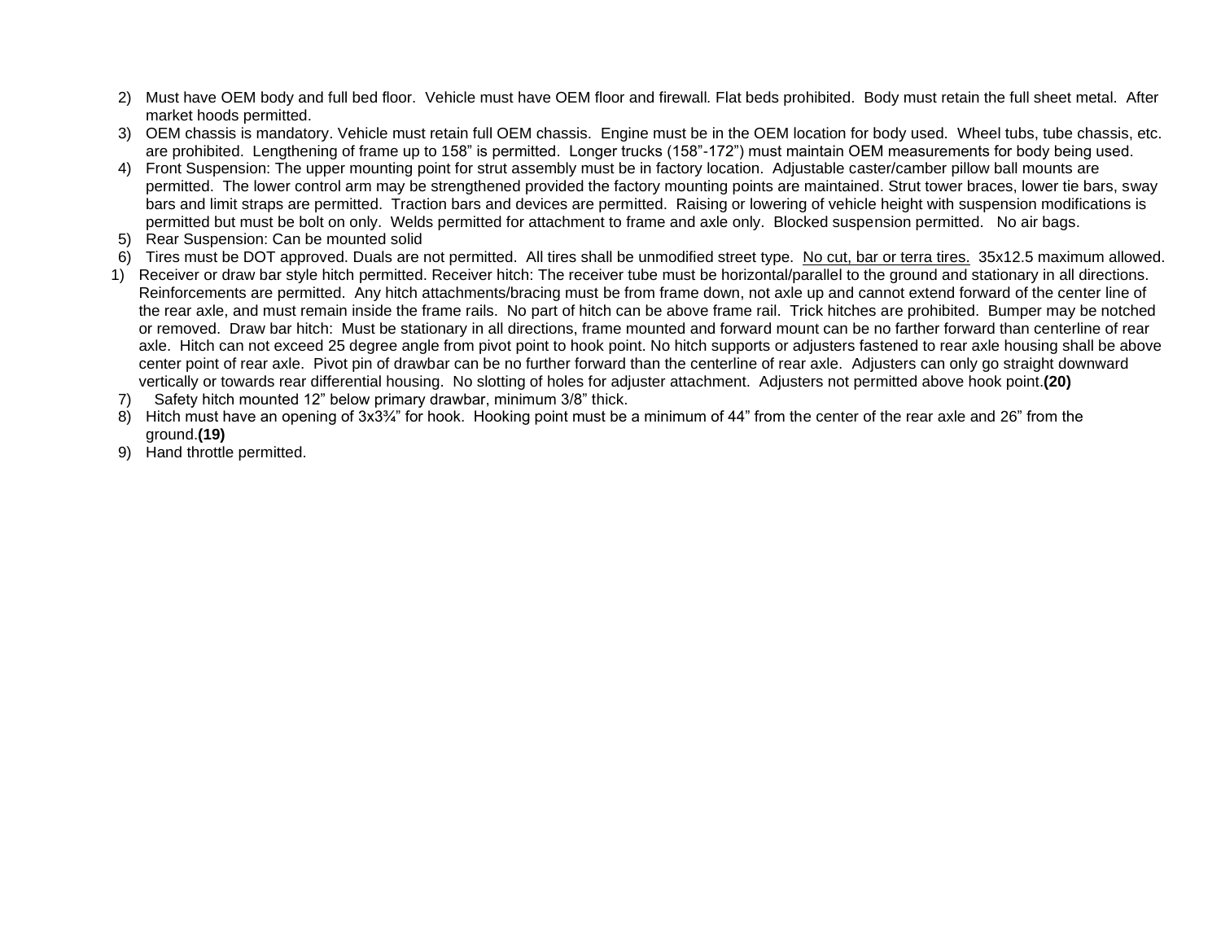2) Must have OEM body and full bed floor. Vehicle must have OEM floor and firewall. Flat beds prohibited. Body must retain the full sheet metal. After market hoods permitted.
3) OEM chassis is mandatory. Vehicle must retain full OEM chassis. Engine must be in the OEM location for body used. Wheel tubs, tube chassis, etc. are prohibited. Lengthening of frame up to 158" is permitted. Longer trucks (158"-172") must maintain OEM measurements for body being used.
4) Front Suspension: The upper mounting point for strut assembly must be in factory location. Adjustable caster/camber pillow ball mounts are permitted. The lower control arm may be strengthened provided the factory mounting points are maintained. Strut tower braces, lower tie bars, sway bars and limit straps are permitted. Traction bars and devices are permitted. Raising or lowering of vehicle height with suspension modifications is permitted but must be bolt on only. Welds permitted for attachment to frame and axle only. Blocked suspension permitted. No air bags.
5) Rear Suspension: Can be mounted solid
6) Tires must be DOT approved. Duals are not permitted. All tires shall be unmodified street type. <u>No cut, bar or terra tires.</u> 35x12.5 maximum allowed.
1) Receiver or draw bar style hitch permitted. Receiver hitch: The receiver tube must be horizontal/parallel to the ground and stationary in all directions. Reinforcements are permitted. Any hitch attachments/bracing must be from frame down, not axle up and cannot extend forward of the center line of the rear axle, and must remain inside the frame rails. No part of hitch can be above frame rail. Trick hitches are prohibited. Bumper may be notched or removed. Draw bar hitch: Must be stationary in all directions, frame mounted and forward mount can be no farther forward than centerline of rear axle. Hitch can not exceed 25 degree angle from pivot point to hook point. No hitch supports or adjusters fastened to rear axle housing shall be above center point of rear axle. Pivot pin of drawbar can be no further forward than the centerline of rear axle. Adjusters can only go straight downward vertically or towards rear differential housing. No slotting of holes for adjuster attachment. Adjusters not permitted above hook point.**(20)**
7) Safety hitch mounted 12" below primary drawbar, minimum 3/8" thick.
8) Hitch must have an opening of 3x3¾" for hook. Hooking point must be a minimum of 44" from the center of the rear axle and 26" from the ground.**(19)**
9) Hand throttle permitted.